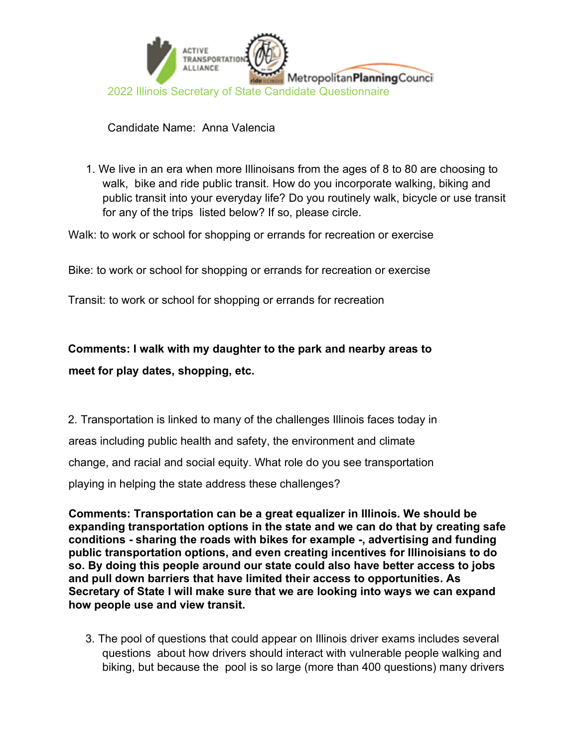ACTIVE TRANSPORTATION ALLIANCE | ride ILLINOIS | MetropolitanPlanningCouncil

## 2022 Illinois Secretary of State Candidate Questionnaire

Candidate Name: Anna Valencia

1. We live in an era when more Illinoisans from the ages of 8 to 80 are choosing to walk, bike and ride public transit. How do you incorporate walking, biking and public transit into your everyday life? Do you routinely walk, bicycle or use transit for any of the trips listed below? If so, please circle.

Walk: to work or school for shopping or errands for recreation or exercise

Bike: to work or school for shopping or errands for recreation or exercise

Transit: to work or school for shopping or errands for recreation

**Comments: I walk with my daughter to the park and nearby areas to meet for play dates, shopping, etc.**

2. Transportation is linked to many of the challenges Illinois faces today in areas including public health and safety, the environment and climate change, and racial and social equity. What role do you see transportation playing in helping the state address these challenges?

**Comments: Transportation can be a great equalizer in Illinois. We should be expanding transportation options in the state and we can do that by creating safe conditions - sharing the roads with bikes for example -, advertising and funding public transportation options, and even creating incentives for Illinoisians to do so. By doing this people around our state could also have better access to jobs and pull down barriers that have limited their access to opportunities. As Secretary of State I will make sure that we are looking into ways we can expand how people use and view transit.**

3. The pool of questions that could appear on Illinois driver exams includes several questions about how drivers should interact with vulnerable people walking and biking, but because the pool is so large (more than 400 questions) many drivers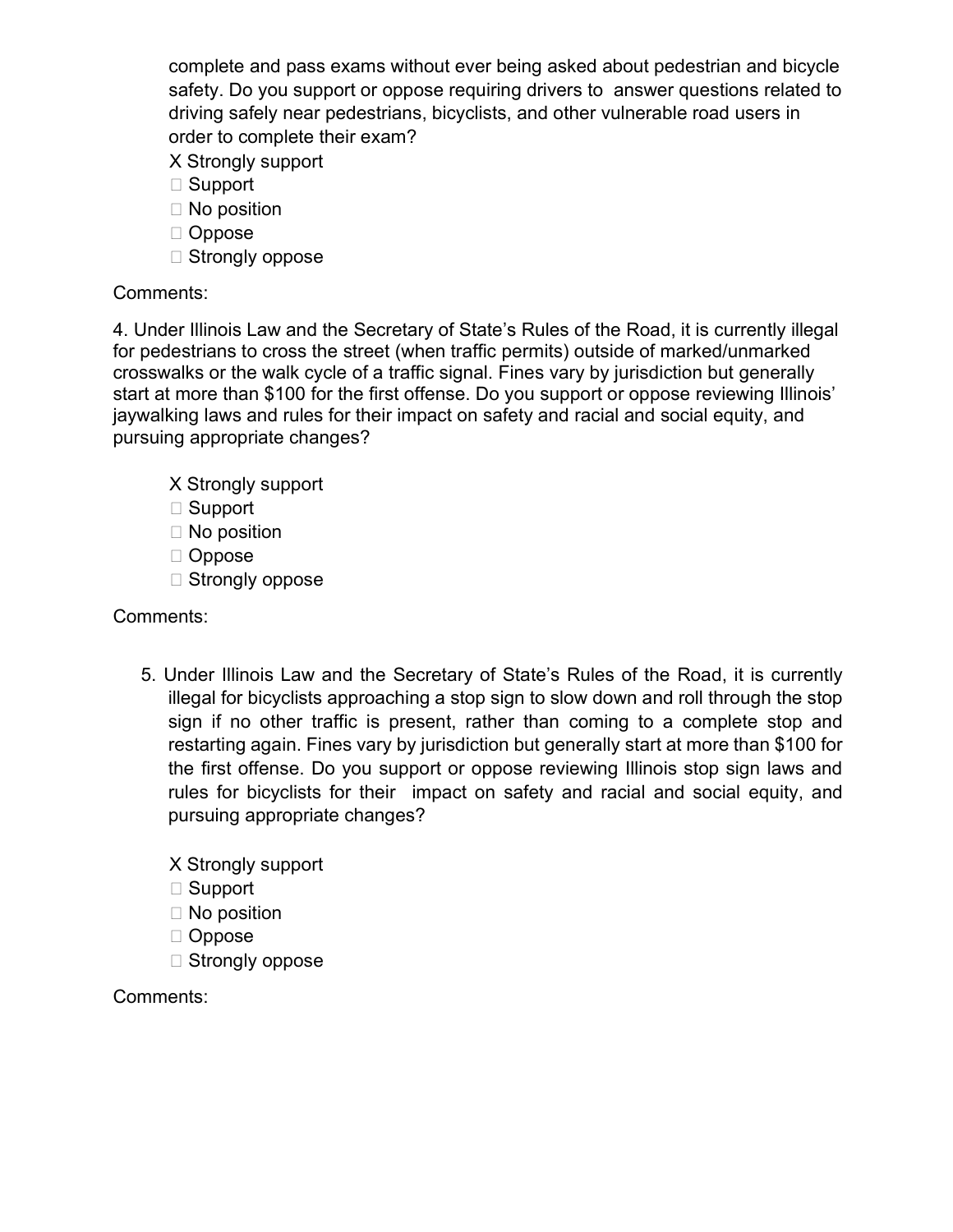complete and pass exams without ever being asked about pedestrian and bicycle safety. Do you support or oppose requiring drivers to answer questions related to driving safely near pedestrians, bicyclists, and other vulnerable road users in order to complete their exam?

X Strongly support
□ Support
□ No position
□ Oppose
□ Strongly oppose

Comments:

4. Under Illinois Law and the Secretary of State's Rules of the Road, it is currently illegal for pedestrians to cross the street (when traffic permits) outside of marked/unmarked crosswalks or the walk cycle of a traffic signal. Fines vary by jurisdiction but generally start at more than $100 for the first offense. Do you support or oppose reviewing Illinois' jaywalking laws and rules for their impact on safety and racial and social equity, and pursuing appropriate changes?

X Strongly support
□ Support
□ No position
□ Oppose
□ Strongly oppose

Comments:

5. Under Illinois Law and the Secretary of State's Rules of the Road, it is currently illegal for bicyclists approaching a stop sign to slow down and roll through the stop sign if no other traffic is present, rather than coming to a complete stop and restarting again. Fines vary by jurisdiction but generally start at more than $100 for the first offense. Do you support or oppose reviewing Illinois stop sign laws and rules for bicyclists for their impact on safety and racial and social equity, and pursuing appropriate changes?

X Strongly support
□ Support
□ No position
□ Oppose
□ Strongly oppose

Comments: